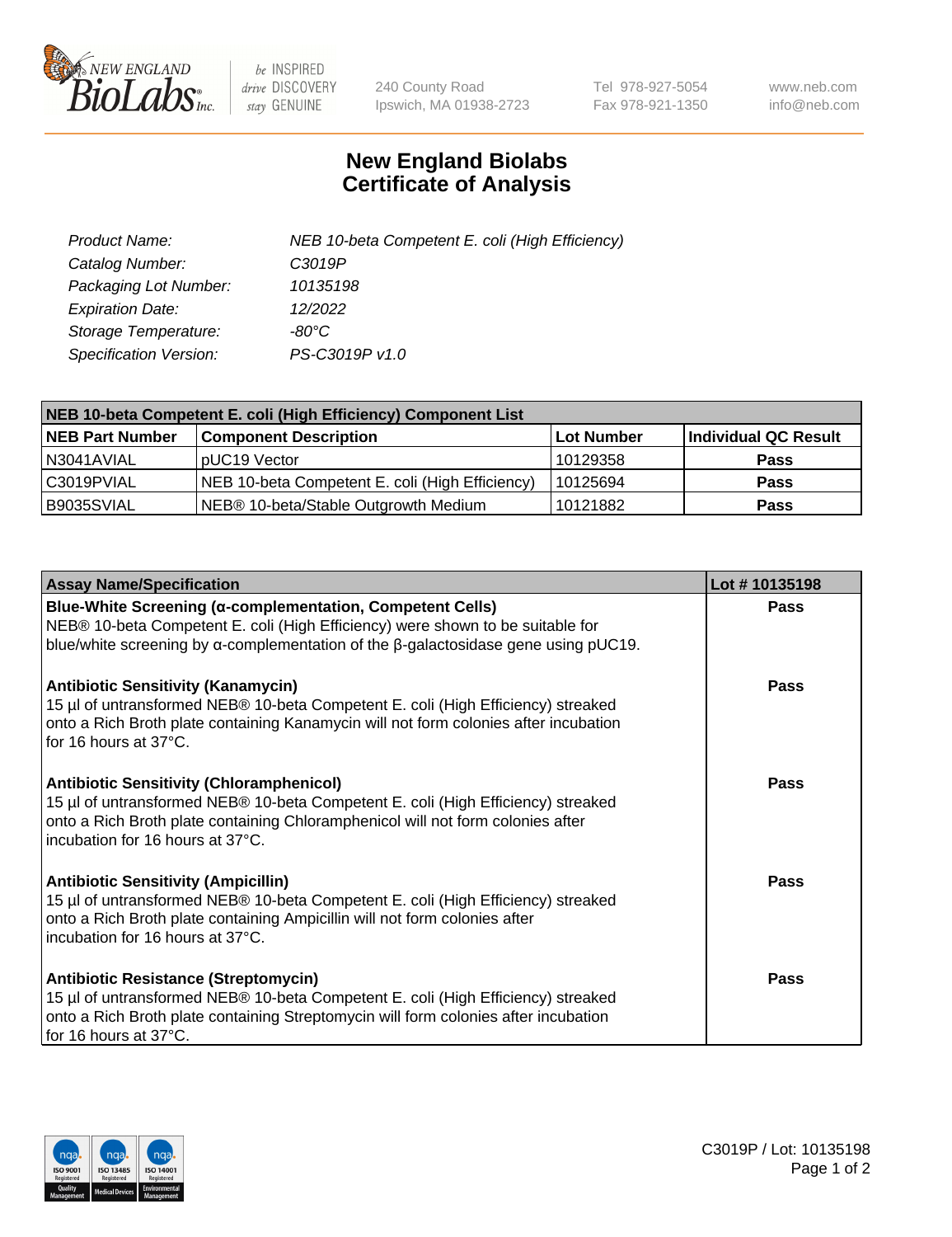New England BioLabs Inc. — be INSPIRED drive DISCOVERY stay GENUINE

240 County Road
Ipswich, MA 01938-2723

Tel 978-927-5054
Fax 978-921-1350

www.neb.com
info@neb.com

# New England Biolabs
# Certificate of Analysis

| | |
|---|---|
| *Product Name:* | *NEB 10-beta Competent E. coli (High Efficiency)* |
| *Catalog Number:* | *C3019P* |
| *Packaging Lot Number:* | *10135198* |
| *Expiration Date:* | *12/2022* |
| *Storage Temperature:* | *-80°C* |
| *Specification Version:* | *PS-C3019P v1.0* |

**NEB 10-beta Competent E. coli (High Efficiency) Component List**

| NEB Part Number | Component Description | Lot Number | Individual QC Result |
|---|---|---|---|
| N3041AVIAL | pUC19 Vector | 10129358 | **Pass** |
| C3019PVIAL | NEB 10-beta Competent E. coli (High Efficiency) | 10125694 | **Pass** |
| B9035SVIAL | NEB® 10-beta/Stable Outgrowth Medium | 10121882 | **Pass** |

| Assay Name/Specification | Lot # 10135198 |
|---|---|
| **Blue-White Screening (α-complementation, Competent Cells)** NEB® 10-beta Competent E. coli (High Efficiency) were shown to be suitable for blue/white screening by α-complementation of the β-galactosidase gene using pUC19. | **Pass** |
| **Antibiotic Sensitivity (Kanamycin)** 15 µl of untransformed NEB® 10-beta Competent E. coli (High Efficiency) streaked onto a Rich Broth plate containing Kanamycin will not form colonies after incubation for 16 hours at 37°C. | **Pass** |
| **Antibiotic Sensitivity (Chloramphenicol)** 15 µl of untransformed NEB® 10-beta Competent E. coli (High Efficiency) streaked onto a Rich Broth plate containing Chloramphenicol will not form colonies after incubation for 16 hours at 37°C. | **Pass** |
| **Antibiotic Sensitivity (Ampicillin)** 15 µl of untransformed NEB® 10-beta Competent E. coli (High Efficiency) streaked onto a Rich Broth plate containing Ampicillin will not form colonies after incubation for 16 hours at 37°C. | **Pass** |
| **Antibiotic Resistance (Streptomycin)** 15 µl of untransformed NEB® 10-beta Competent E. coli (High Efficiency) streaked onto a Rich Broth plate containing Streptomycin will form colonies after incubation for 16 hours at 37°C. | **Pass** |

C3019P / Lot: 10135198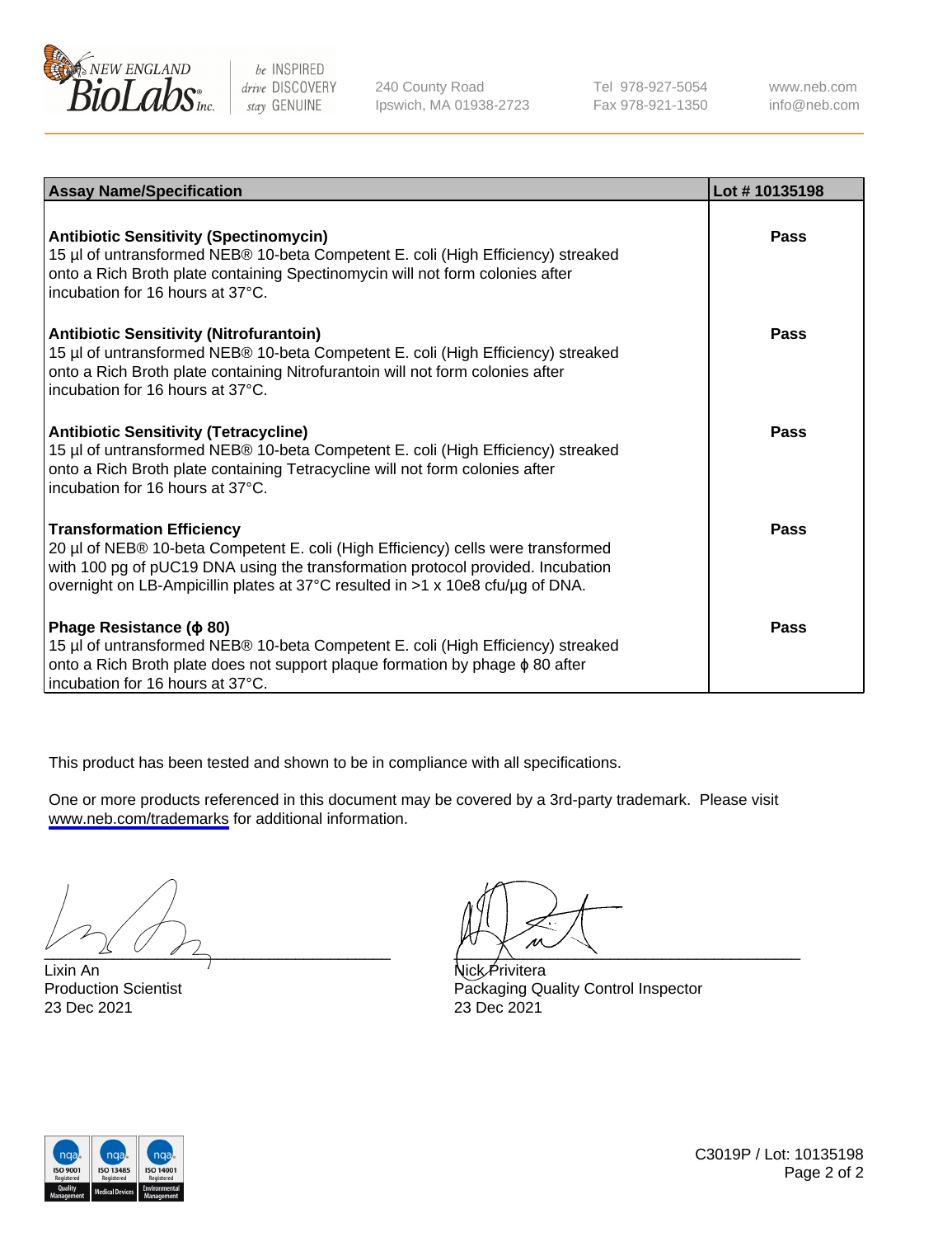| Assay Name/Specification | Lot # 10135198 |
| --- | --- |
| **Antibiotic Sensitivity (Spectinomycin)**<br>15 µl of untransformed NEB® 10-beta Competent E. coli (High Efficiency) streaked onto a Rich Broth plate containing Spectinomycin will not form colonies after incubation for 16 hours at 37°C. | **Pass** |
| **Antibiotic Sensitivity (Nitrofurantoin)**<br>15 µl of untransformed NEB® 10-beta Competent E. coli (High Efficiency) streaked onto a Rich Broth plate containing Nitrofurantoin will not form colonies after incubation for 16 hours at 37°C. | **Pass** |
| **Antibiotic Sensitivity (Tetracycline)**<br>15 µl of untransformed NEB® 10-beta Competent E. coli (High Efficiency) streaked onto a Rich Broth plate containing Tetracycline will not form colonies after incubation for 16 hours at 37°C. | **Pass** |
| **Transformation Efficiency**<br>20 µl of NEB® 10-beta Competent E. coli (High Efficiency) cells were transformed with 100 pg of pUC19 DNA using the transformation protocol provided. Incubation overnight on LB-Ampicillin plates at 37°C resulted in >1 x 10e8 cfu/µg of DNA. | **Pass** |
| **Phage Resistance (ϕ 80)**<br>15 µl of untransformed NEB® 10-beta Competent E. coli (High Efficiency) streaked onto a Rich Broth plate does not support plaque formation by phage ϕ 80 after incubation for 16 hours at 37°C. | **Pass** |

This product has been tested and shown to be in compliance with all specifications.

One or more products referenced in this document may be covered by a 3rd-party trademark. Please visit www.neb.com/trademarks for additional information.

Lixin An
Production Scientist
23 Dec 2021

Nick Privitera
Packaging Quality Control Inspector
23 Dec 2021

C3019P / Lot: 10135198